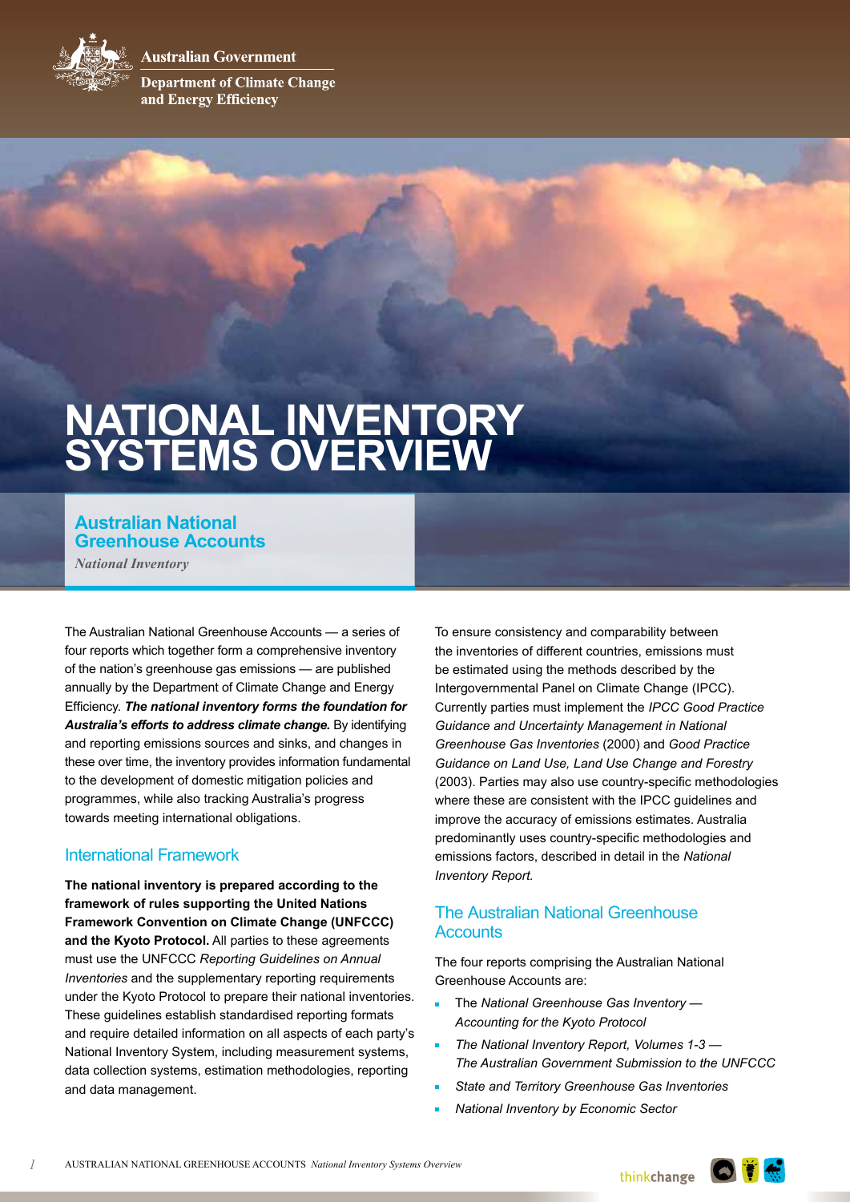Australian Government

Department of Climate Change and Energy Efficiency

# NATIONAL INVENTORY SYSTEMS OVERVIEW

## Australian National Greenhouse Accounts

*National Inventory*

The Australian National Greenhouse Accounts — a series of four reports which together form a comprehensive inventory of the nation's greenhouse gas emissions — are published annually by the Department of Climate Change and Energy Efficiency. ***The national inventory forms the foundation for Australia's efforts to address climate change.*** By identifying and reporting emissions sources and sinks, and changes in these over time, the inventory provides information fundamental to the development of domestic mitigation policies and programmes, while also tracking Australia's progress towards meeting international obligations.

### International Framework

**The national inventory is prepared according to the framework of rules supporting the United Nations Framework Convention on Climate Change (UNFCCC) and the Kyoto Protocol.** All parties to these agreements must use the UNFCCC *Reporting Guidelines on Annual Inventories* and the supplementary reporting requirements under the Kyoto Protocol to prepare their national inventories. These guidelines establish standardised reporting formats and require detailed information on all aspects of each party's National Inventory System, including measurement systems, data collection systems, estimation methodologies, reporting and data management.

To ensure consistency and comparability between the inventories of different countries, emissions must be estimated using the methods described by the Intergovernmental Panel on Climate Change (IPCC). Currently parties must implement the *IPCC Good Practice Guidance and Uncertainty Management in National Greenhouse Gas Inventories* (2000) and *Good Practice Guidance on Land Use, Land Use Change and Forestry* (2003). Parties may also use country-specific methodologies where these are consistent with the IPCC guidelines and improve the accuracy of emissions estimates. Australia predominantly uses country-specific methodologies and emissions factors, described in detail in the *National Inventory Report.*

### The Australian National Greenhouse Accounts

The four reports comprising the Australian National Greenhouse Accounts are:

- The *National Greenhouse Gas Inventory — Accounting for the Kyoto Protocol*
- *The National Inventory Report, Volumes 1-3 — The Australian Government Submission to the UNFCCC*
- *State and Territory Greenhouse Gas Inventories*
- *National Inventory by Economic Sector*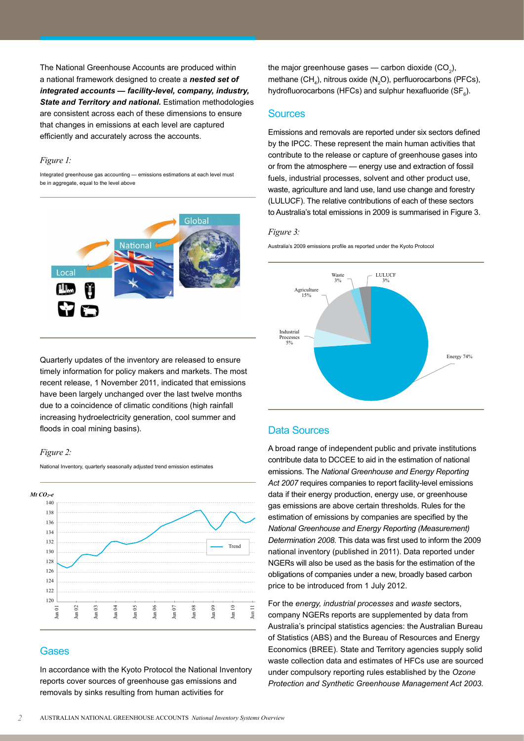The National Greenhouse Accounts are produced within a national framework designed to create a ***nested set of integrated accounts — facility-level, company, industry, State and Territory and national.*** Estimation methodologies are consistent across each of these dimensions to ensure that changes in emissions at each level are captured efficiently and accurately across the accounts.

*Figure 1:*

Integrated greenhouse gas accounting — emissions estimations at each level must be in aggregate, equal to the level above

Quarterly updates of the inventory are released to ensure timely information for policy makers and markets. The most recent release, 1 November 2011, indicated that emissions have been largely unchanged over the last twelve months due to a coincidence of climatic conditions (high rainfall increasing hydroelectricity generation, cool summer and floods in coal mining basins).

*Figure 2:*

National Inventory, quarterly seasonally adjusted trend emission estimates

## Gases

In accordance with the Kyoto Protocol the National Inventory reports cover sources of greenhouse gas emissions and removals by sinks resulting from human activities for the major greenhouse gases — carbon dioxide ($CO_2$), methane ($CH_4$), nitrous oxide ($N_2O$), perfluorocarbons (PFCs), hydrofluorocarbons (HFCs) and sulphur hexafluoride ($SF_6$).

## Sources

Emissions and removals are reported under six sectors defined by the IPCC. These represent the main human activities that contribute to the release or capture of greenhouse gases into or from the atmosphere — energy use and extraction of fossil fuels, industrial processes, solvent and other product use, waste, agriculture and land use, land use change and forestry (LULUCF). The relative contributions of each of these sectors to Australia's total emissions in 2009 is summarised in Figure 3.

*Figure 3:*

Australia's 2009 emissions profile as reported under the Kyoto Protocol

## Data Sources

A broad range of independent public and private institutions contribute data to DCCEE to aid in the estimation of national emissions. The *National Greenhouse and Energy Reporting Act 2007* requires companies to report facility-level emissions data if their energy production, energy use, or greenhouse gas emissions are above certain thresholds. Rules for the estimation of emissions by companies are specified by the *National Greenhouse and Energy Reporting (Measurement) Determination 2008.* This data was first used to inform the 2009 national inventory (published in 2011). Data reported under NGERs will also be used as the basis for the estimation of the obligations of companies under a new, broadly based carbon price to be introduced from 1 July 2012.

For the *energy, industrial processes* and *waste* sectors, company NGERs reports are supplemented by data from Australia's principal statistics agencies: the Australian Bureau of Statistics (ABS) and the Bureau of Resources and Energy Economics (BREE). State and Territory agencies supply solid waste collection data and estimates of HFCs use are sourced under compulsory reporting rules established by the *Ozone Protection and Synthetic Greenhouse Management Act 2003.*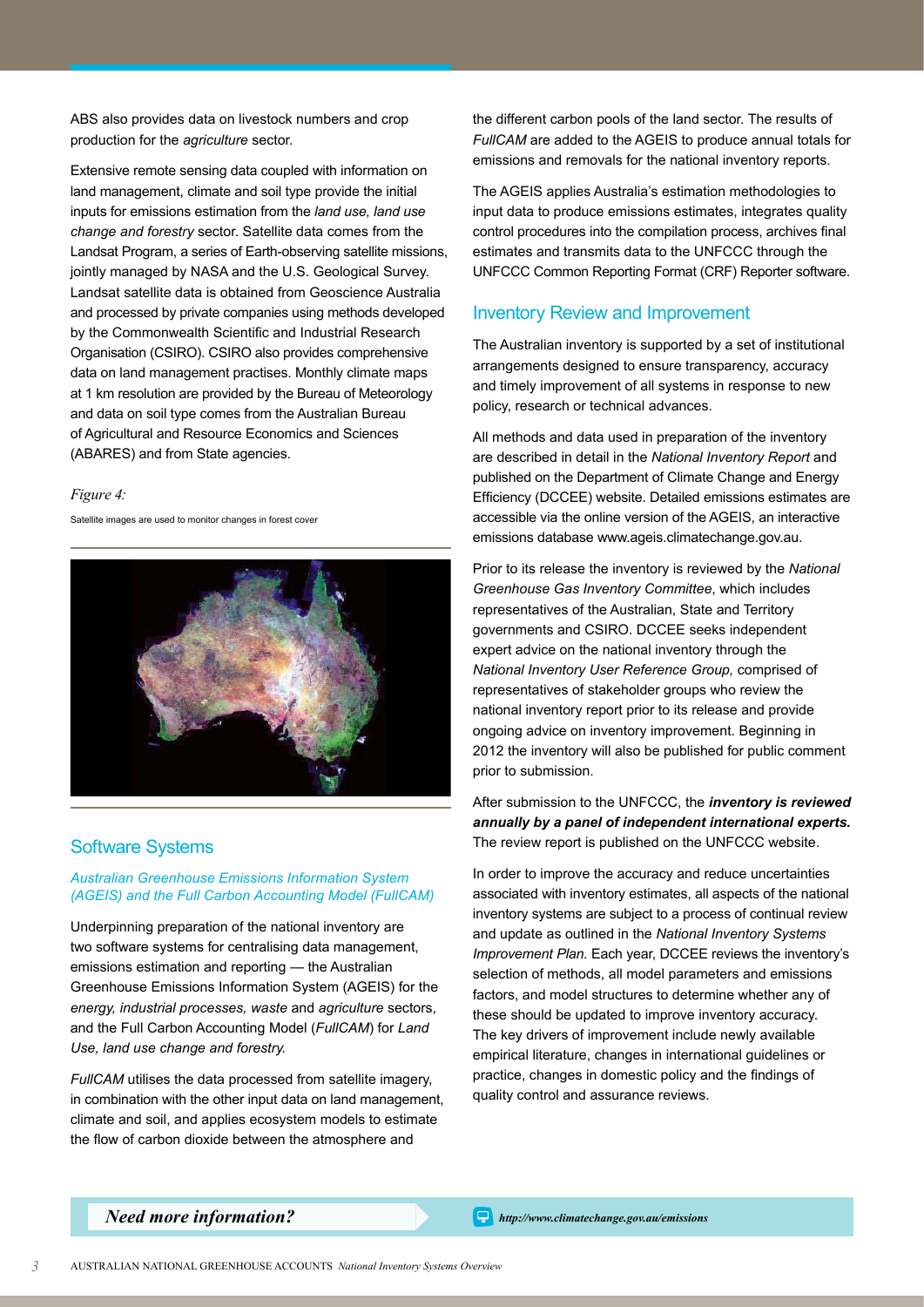ABS also provides data on livestock numbers and crop production for the *agriculture* sector.

Extensive remote sensing data coupled with information on land management, climate and soil type provide the initial inputs for emissions estimation from the *land use, land use change and forestry* sector. Satellite data comes from the Landsat Program, a series of Earth-observing satellite missions, jointly managed by NASA and the U.S. Geological Survey. Landsat satellite data is obtained from Geoscience Australia and processed by private companies using methods developed by the Commonwealth Scientific and Industrial Research Organisation (CSIRO). CSIRO also provides comprehensive data on land management practises. Monthly climate maps at 1 km resolution are provided by the Bureau of Meteorology and data on soil type comes from the Australian Bureau of Agricultural and Resource Economics and Sciences (ABARES) and from State agencies.

*Figure 4:*

Satellite images are used to monitor changes in forest cover

## Software Systems

### *Australian Greenhouse Emissions Information System (AGEIS) and the Full Carbon Accounting Model (FullCAM)*

Underpinning preparation of the national inventory are two software systems for centralising data management, emissions estimation and reporting — the Australian Greenhouse Emissions Information System (AGEIS) for the *energy, industrial processes, waste* and *agriculture* sectors, and the Full Carbon Accounting Model (*FullCAM*) for *Land Use, land use change and forestry.*

*FullCAM* utilises the data processed from satellite imagery, in combination with the other input data on land management, climate and soil, and applies ecosystem models to estimate the flow of carbon dioxide between the atmosphere and the different carbon pools of the land sector. The results of *FullCAM* are added to the AGEIS to produce annual totals for emissions and removals for the national inventory reports.

The AGEIS applies Australia's estimation methodologies to input data to produce emissions estimates, integrates quality control procedures into the compilation process, archives final estimates and transmits data to the UNFCCC through the UNFCCC Common Reporting Format (CRF) Reporter software.

## Inventory Review and Improvement

The Australian inventory is supported by a set of institutional arrangements designed to ensure transparency, accuracy and timely improvement of all systems in response to new policy, research or technical advances.

All methods and data used in preparation of the inventory are described in detail in the *National Inventory Report* and published on the Department of Climate Change and Energy Efficiency (DCCEE) website. Detailed emissions estimates are accessible via the online version of the AGEIS, an interactive emissions database www.ageis.climatechange.gov.au.

Prior to its release the inventory is reviewed by the *National Greenhouse Gas Inventory Committee*, which includes representatives of the Australian, State and Territory governments and CSIRO. DCCEE seeks independent expert advice on the national inventory through the *National Inventory User Reference Group,* comprised of representatives of stakeholder groups who review the national inventory report prior to its release and provide ongoing advice on inventory improvement. Beginning in 2012 the inventory will also be published for public comment prior to submission.

After submission to the UNFCCC, the ***inventory is reviewed annually by a panel of independent international experts.*** The review report is published on the UNFCCC website.

In order to improve the accuracy and reduce uncertainties associated with inventory estimates, all aspects of the national inventory systems are subject to a process of continual review and update as outlined in the *National Inventory Systems Improvement Plan.* Each year, DCCEE reviews the inventory's selection of methods, all model parameters and emissions factors, and model structures to determine whether any of these should be updated to improve inventory accuracy. The key drivers of improvement include newly available empirical literature, changes in international guidelines or practice, changes in domestic policy and the findings of quality control and assurance reviews.

***Need more information?*** *http://www.climatechange.gov.au/emissions*